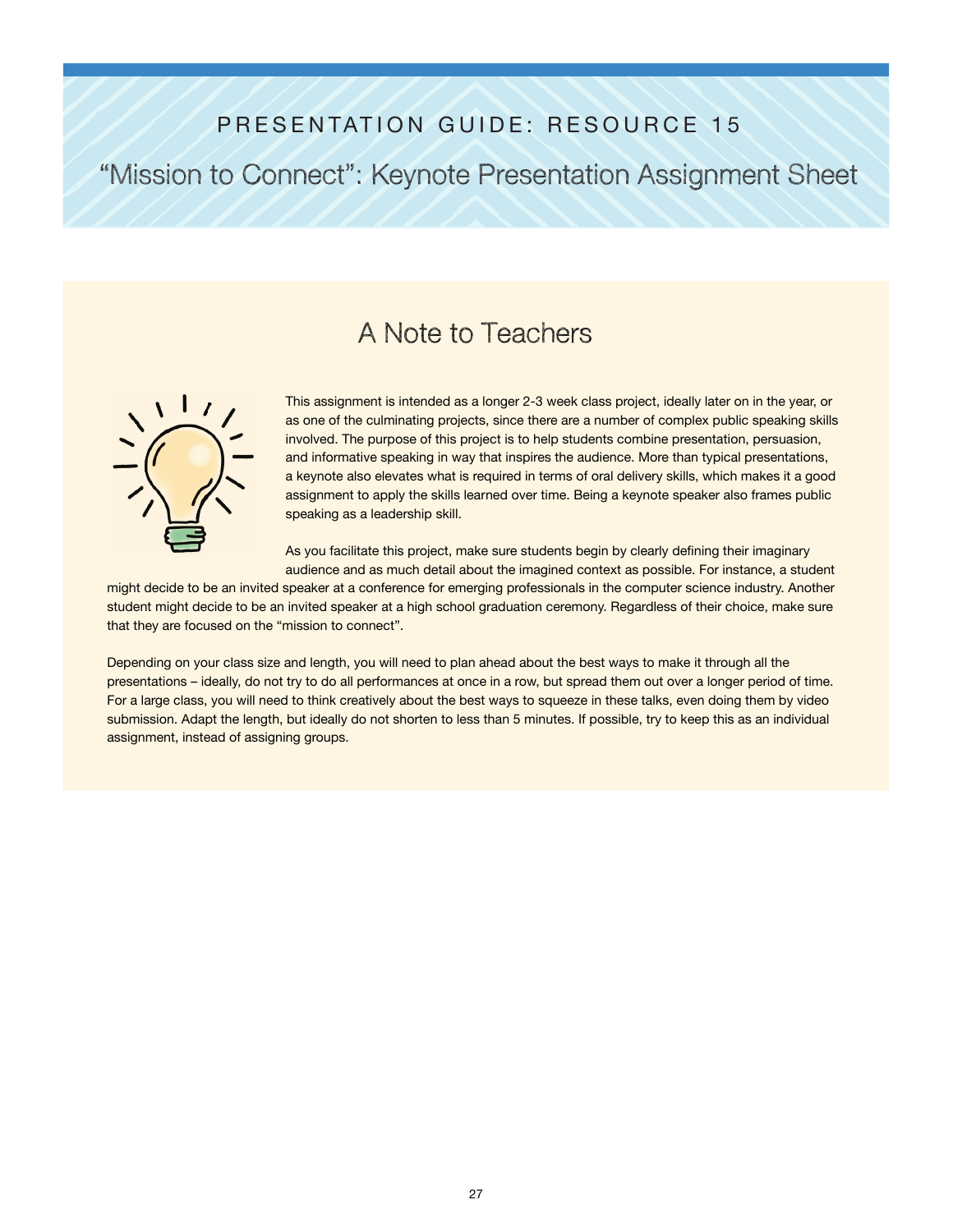# PRESENTATION GUIDE: RESOURCE 15

## "Mission to Connect": Keynote Presentation Assignment Sheet

### A Note to Teachers

This assignment is intended as a longer 2-3 week class project, ideally later on in the year, or as one of the culminating projects, since there are a number of complex public speaking skills involved. The purpose of this project is to help students combine presentation, persuasion, and informative speaking in way that inspires the audience. More than typical presentations, a keynote also elevates what is required in terms of oral delivery skills, which makes it a good assignment to apply the skills learned over time. Being a keynote speaker also frames public speaking as a leadership skill.

As you facilitate this project, make sure students begin by clearly defining their imaginary audience and as much detail about the imagined context as possible. For instance, a student might decide to be an invited speaker at a conference for emerging professionals in the computer science industry. Another student might decide to be an invited speaker at a high school graduation ceremony. Regardless of their choice, make sure that they are focused on the "mission to connect".

Depending on your class size and length, you will need to plan ahead about the best ways to make it through all the presentations – ideally, do not try to do all performances at once in a row, but spread them out over a longer period of time. For a large class, you will need to think creatively about the best ways to squeeze in these talks, even doing them by video submission. Adapt the length, but ideally do not shorten to less than 5 minutes. If possible, try to keep this as an individual assignment, instead of assigning groups.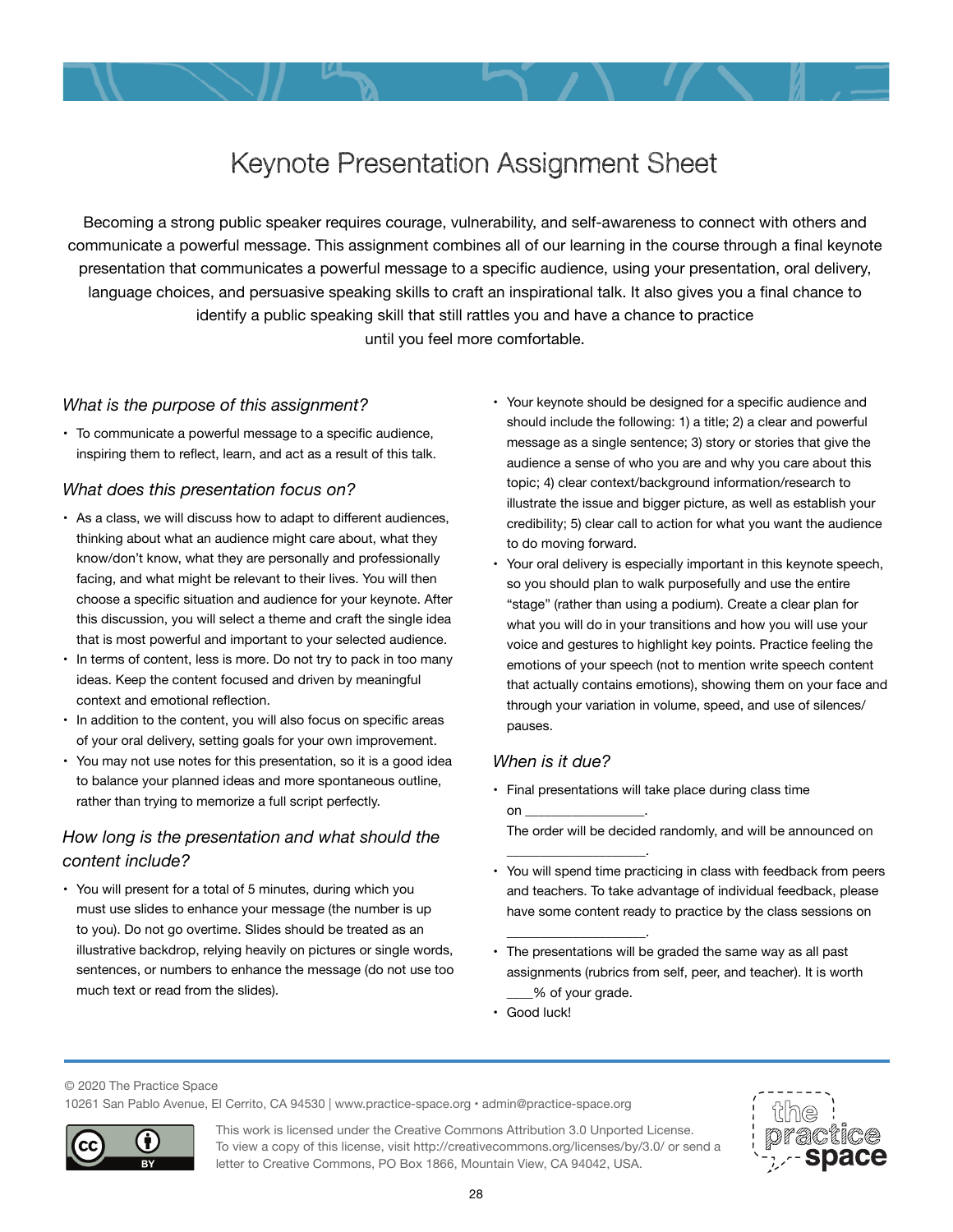# Keynote Presentation Assignment Sheet

Becoming a strong public speaker requires courage, vulnerability, and self-awareness to connect with others and communicate a powerful message. This assignment combines all of our learning in the course through a final keynote presentation that communicates a powerful message to a specific audience, using your presentation, oral delivery, language choices, and persuasive speaking skills to craft an inspirational talk. It also gives you a final chance to identify a public speaking skill that still rattles you and have a chance to practice until you feel more comfortable.

### *What is the purpose of this assignment?*

- To communicate a powerful message to a specific audience, inspiring them to reflect, learn, and act as a result of this talk.

### *What does this presentation focus on?*

- As a class, we will discuss how to adapt to different audiences, thinking about what an audience might care about, what they know/don't know, what they are personally and professionally facing, and what might be relevant to their lives. You will then choose a specific situation and audience for your keynote. After this discussion, you will select a theme and craft the single idea that is most powerful and important to your selected audience.
- In terms of content, less is more. Do not try to pack in too many ideas. Keep the content focused and driven by meaningful context and emotional reflection.
- In addition to the content, you will also focus on specific areas of your oral delivery, setting goals for your own improvement.
- You may not use notes for this presentation, so it is a good idea to balance your planned ideas and more spontaneous outline, rather than trying to memorize a full script perfectly.

### *How long is the presentation and what should the content include?*

- You will present for a total of 5 minutes, during which you must use slides to enhance your message (the number is up to you). Do not go overtime. Slides should be treated as an illustrative backdrop, relying heavily on pictures or single words, sentences, or numbers to enhance the message (do not use too much text or read from the slides).
- Your keynote should be designed for a specific audience and should include the following: 1) a title; 2) a clear and powerful message as a single sentence; 3) story or stories that give the audience a sense of who you are and why you care about this topic; 4) clear context/background information/research to illustrate the issue and bigger picture, as well as establish your credibility; 5) clear call to action for what you want the audience to do moving forward.
- Your oral delivery is especially important in this keynote speech, so you should plan to walk purposefully and use the entire "stage" (rather than using a podium). Create a clear plan for what you will do in your transitions and how you will use your voice and gestures to highlight key points. Practice feeling the emotions of your speech (not to mention write speech content that actually contains emotions), showing them on your face and through your variation in volume, speed, and use of silences/pauses.

### *When is it due?*

- Final presentations will take place during class time on _________________.
  The order will be decided randomly, and will be announced on ____________________.
- You will spend time practicing in class with feedback from peers and teachers. To take advantage of individual feedback, please have some content ready to practice by the class sessions on ____________________.
- The presentations will be graded the same way as all past assignments (rubrics from self, peer, and teacher). It is worth ____% of your grade.
- Good luck!

© 2020 The Practice Space
10261 San Pablo Avenue, El Cerrito, CA 94530 | www.practice-space.org • admin@practice-space.org

This work is licensed under the Creative Commons Attribution 3.0 Unported License. To view a copy of this license, visit http://creativecommons.org/licenses/by/3.0/ or send a letter to Creative Commons, PO Box 1866, Mountain View, CA 94042, USA.